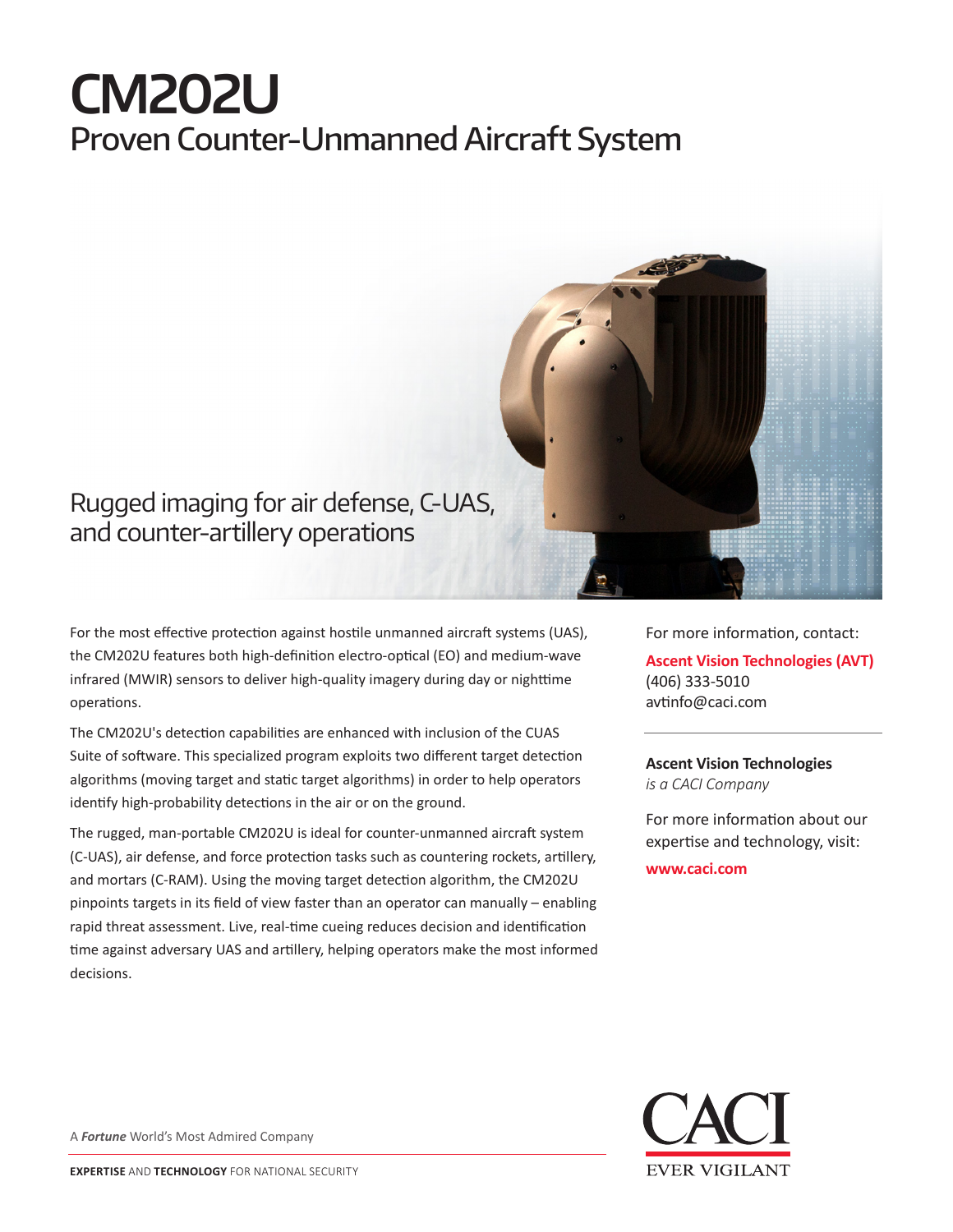# CM202U

## Proven Counter-Unmanned Aircraft System

### Rugged imaging for air defense, C-UAS, and counter-artillery operations

For the most effective protection against hostile unmanned aircraft systems (UAS), the CM202U features both high-definition electro-optical (EO) and medium-wave infrared (MWIR) sensors to deliver high-quality imagery during day or nighttime operations.

The CM202U's detection capabilities are enhanced with inclusion of the CUAS Suite of software. This specialized program exploits two different target detection algorithms (moving target and static target algorithms) in order to help operators identify high-probability detections in the air or on the ground.

The rugged, man-portable CM202U is ideal for counter-unmanned aircraft system (C-UAS), air defense, and force protection tasks such as countering rockets, artillery, and mortars (C-RAM). Using the moving target detection algorithm, the CM202U pinpoints targets in its field of view faster than an operator can manually – enabling rapid threat assessment. Live, real-time cueing reduces decision and identification time against adversary UAS and artillery, helping operators make the most informed decisions.

For more information, contact:

**Ascent Vision Technologies (AVT)**
(406) 333-5010
avtinfo@caci.com

---

**Ascent Vision Technologies**
*is a CACI Company*

For more information about our expertise and technology, visit:

**www.caci.com**

A ***Fortune*** World's Most Admired Company

**EXPERTISE** AND **TECHNOLOGY** FOR NATIONAL SECURITY

CACI
EVER VIGILANT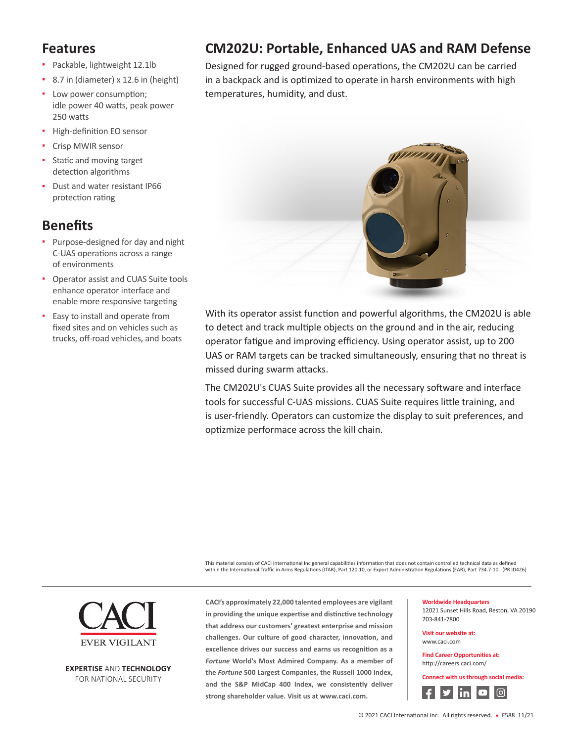## Features

- Packable, lightweight 12.1lb
- 8.7 in (diameter) x 12.6 in (height)
- Low power consumption; idle power 40 watts, peak power 250 watts
- High-definition EO sensor
- Crisp MWIR sensor
- Static and moving target detection algorithms
- Dust and water resistant IP66 protection rating

## Benefits

- Purpose-designed for day and night C-UAS operations across a range of environments
- Operator assist and CUAS Suite tools enhance operator interface and enable more responsive targeting
- Easy to install and operate from fixed sites and on vehicles such as trucks, off-road vehicles, and boats

## CM202U: Portable, Enhanced UAS and RAM Defense

Designed for rugged ground-based operations, the CM202U can be carried in a backpack and is optimized to operate in harsh environments with high temperatures, humidity, and dust.

With its operator assist function and powerful algorithms, the CM202U is able to detect and track multiple objects on the ground and in the air, reducing operator fatigue and improving efficiency. Using operator assist, up to 200 UAS or RAM targets can be tracked simultaneously, ensuring that no threat is missed during swarm attacks.

The CM202U's CUAS Suite provides all the necessary software and interface tools for successful C-UAS missions. CUAS Suite requires little training, and is user-friendly. Operators can customize the display to suit preferences, and optizmize performace across the kill chain.

This material consists of CACI International Inc general capabilities information that does not contain controlled technical data as defined within the International Traffic in Arms Regulations (ITAR), Part 120.10, or Export Administration Regulations (EAR), Part 734.7-10. (PR ID426)

CACI
EVER VIGILANT

**EXPERTISE** AND **TECHNOLOGY**
FOR NATIONAL SECURITY

**CACI's approximately 22,000 talented employees are vigilant in providing the unique expertise and distinctive technology that address our customers' greatest enterprise and mission challenges. Our culture of good character, innovation, and excellence drives our success and earns us recognition as a *Fortune* World's Most Admired Company. As a member of the *Fortune* 500 Largest Companies, the Russell 1000 Index, and the S&P MidCap 400 Index, we consistently deliver strong shareholder value. Visit us at www.caci.com.**

**Worldwide Headquarters**
12021 Sunset Hills Road, Reston, VA 20190
703-841-7800

**Visit our website at:**
www.caci.com

**Find Career Opportunities at:**
http://careers.caci.com/

**Connect with us through social media:**

© 2021 CACI International Inc. All rights reserved. • F588 11/21